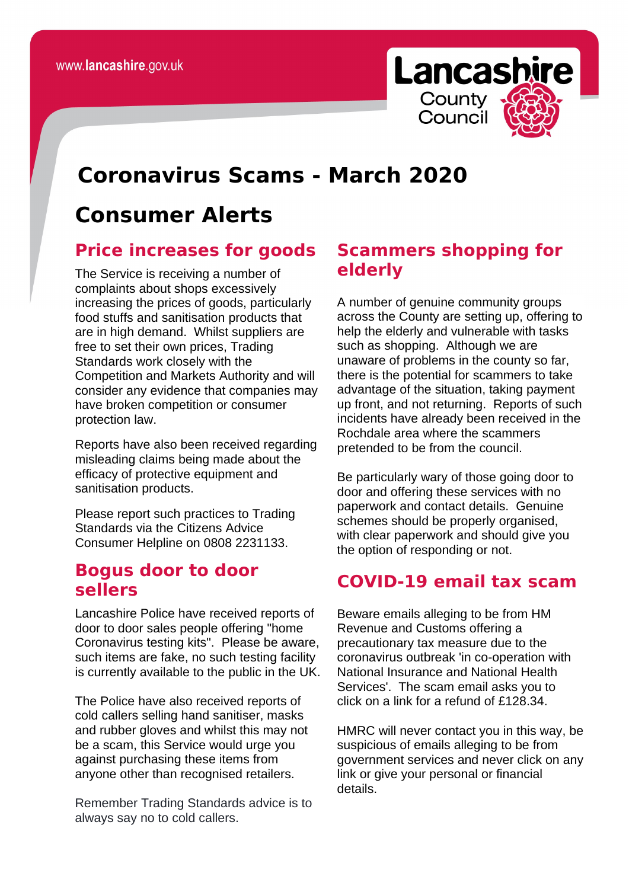www.lancashire.gov.uk

Lancashire County Council

# Coronavirus Scams - March 2020

# Consumer Alerts

## Price increases for goods

The Service is receiving a number of complaints about shops excessively increasing the prices of goods, particularly food stuffs and sanitisation products that are in high demand. Whilst suppliers are free to set their own prices, Trading Standards work closely with the Competition and Markets Authority and will consider any evidence that companies may have broken competition or consumer protection law.

Reports have also been received regarding misleading claims being made about the efficacy of protective equipment and sanitisation products.

Please report such practices to Trading Standards via the Citizens Advice Consumer Helpline on 0808 2231133.

## Bogus door to door sellers

Lancashire Police have received reports of door to door sales people offering "home Coronavirus testing kits". Please be aware, such items are fake, no such testing facility is currently available to the public in the UK.

The Police have also received reports of cold callers selling hand sanitiser, masks and rubber gloves and whilst this may not be a scam, this Service would urge you against purchasing these items from anyone other than recognised retailers.

Remember Trading Standards advice is to always say no to cold callers.

## Scammers shopping for elderly

A number of genuine community groups across the County are setting up, offering to help the elderly and vulnerable with tasks such as shopping. Although we are unaware of problems in the county so far, there is the potential for scammers to take advantage of the situation, taking payment up front, and not returning. Reports of such incidents have already been received in the Rochdale area where the scammers pretended to be from the council.

Be particularly wary of those going door to door and offering these services with no paperwork and contact details. Genuine schemes should be properly organised, with clear paperwork and should give you the option of responding or not.

## COVID-19 email tax scam

Beware emails alleging to be from HM Revenue and Customs offering a precautionary tax measure due to the coronavirus outbreak 'in co-operation with National Insurance and National Health Services'. The scam email asks you to click on a link for a refund of £128.34.

HMRC will never contact you in this way, be suspicious of emails alleging to be from government services and never click on any link or give your personal or financial details.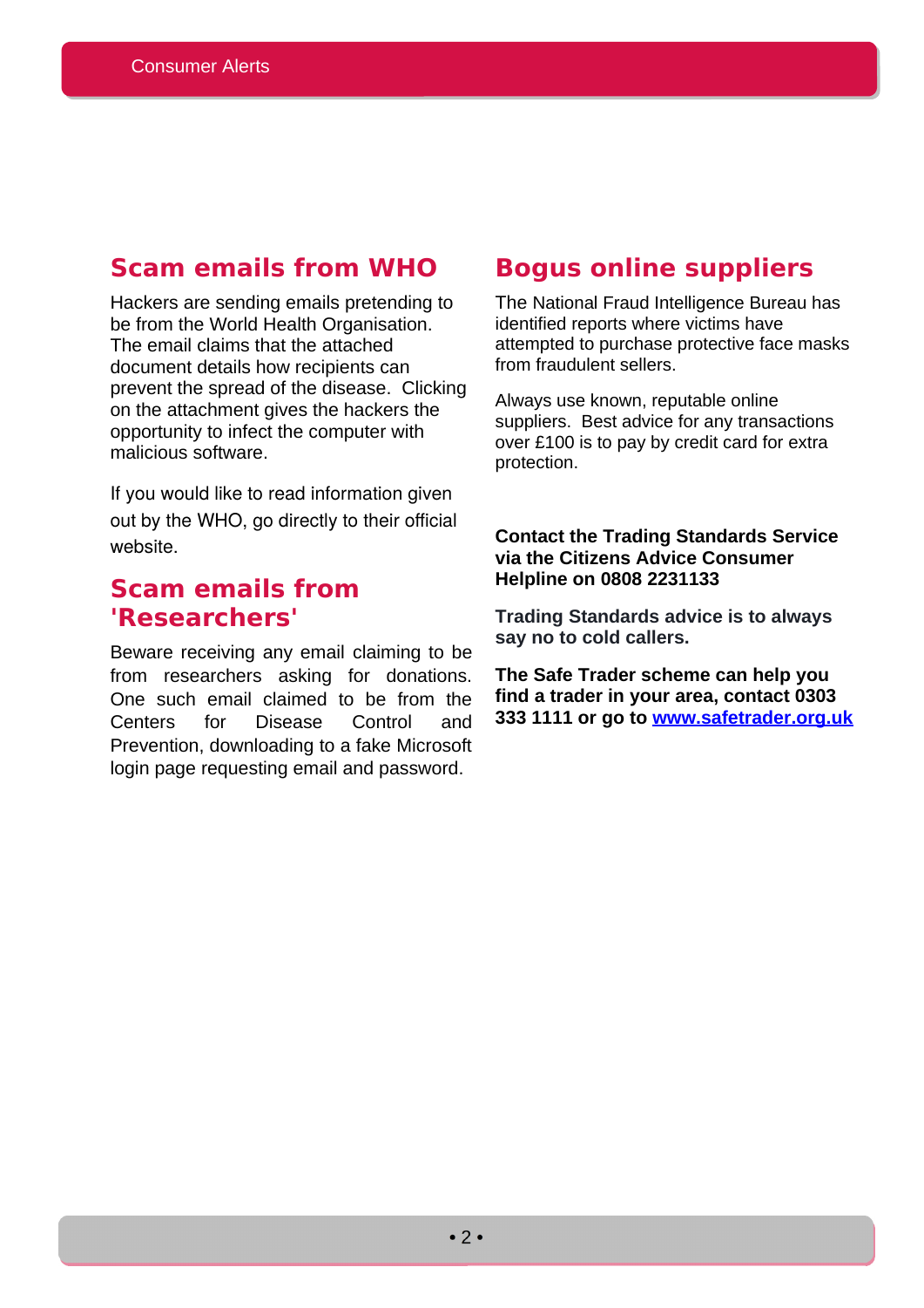## Scam emails from WHO

Hackers are sending emails pretending to be from the World Health Organisation. The email claims that the attached document details how recipients can prevent the spread of the disease. Clicking on the attachment gives the hackers the opportunity to infect the computer with malicious software.

If you would like to read information given out by the WHO, go directly to their official website.

## Scam emails from 'Researchers'

Beware receiving any email claiming to be from researchers asking for donations. One such email claimed to be from the Centers for Disease Control and Prevention, downloading to a fake Microsoft login page requesting email and password.

## Bogus online suppliers

The National Fraud Intelligence Bureau has identified reports where victims have attempted to purchase protective face masks from fraudulent sellers.

Always use known, reputable online suppliers. Best advice for any transactions over £100 is to pay by credit card for extra protection.

**Contact the Trading Standards Service via the Citizens Advice Consumer Helpline on 0808 2231133**

**Trading Standards advice is to always say no to cold callers.**

**The Safe Trader scheme can help you find a trader in your area, contact 0303 333 1111 or go to www.safetrader.org.uk**